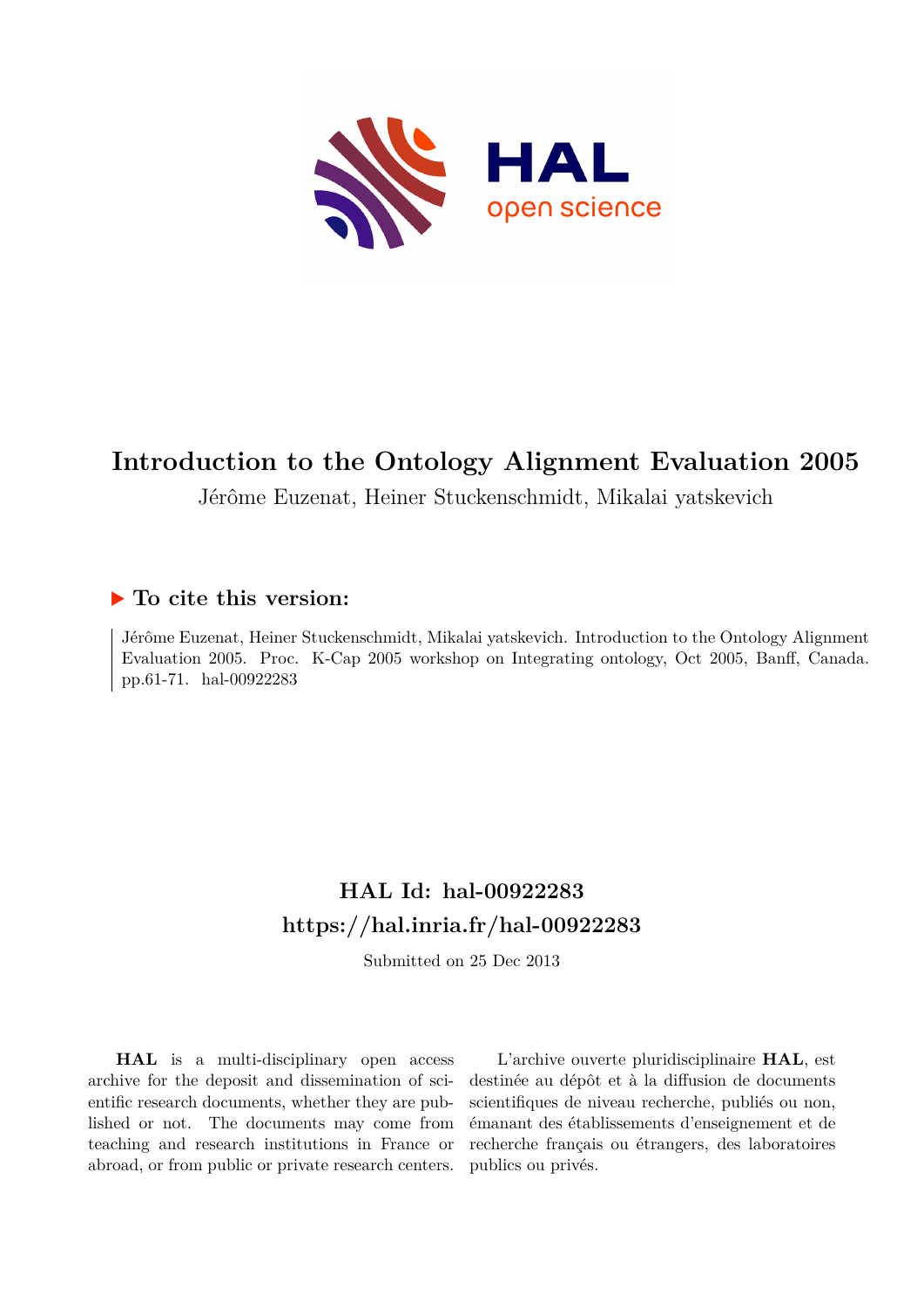# Introduction to the Ontology Alignment Evaluation 2005

Jérôme Euzenat, Heiner Stuckenschmidt, Mikalai yatskevich

## ▶ To cite this version:

Jérôme Euzenat, Heiner Stuckenschmidt, Mikalai yatskevich. Introduction to the Ontology Alignment Evaluation 2005. Proc. K-Cap 2005 workshop on Integrating ontology, Oct 2005, Banff, Canada. pp.61-71. hal-00922283

## HAL Id: hal-00922283
## https://hal.inria.fr/hal-00922283

Submitted on 25 Dec 2013

**HAL** is a multi-disciplinary open access archive for the deposit and dissemination of scientific research documents, whether they are published or not. The documents may come from teaching and research institutions in France or abroad, or from public or private research centers.

L'archive ouverte pluridisciplinaire **HAL**, est destinée au dépôt et à la diffusion de documents scientifiques de niveau recherche, publiés ou non, émanant des établissements d'enseignement et de recherche français ou étrangers, des laboratoires publics ou privés.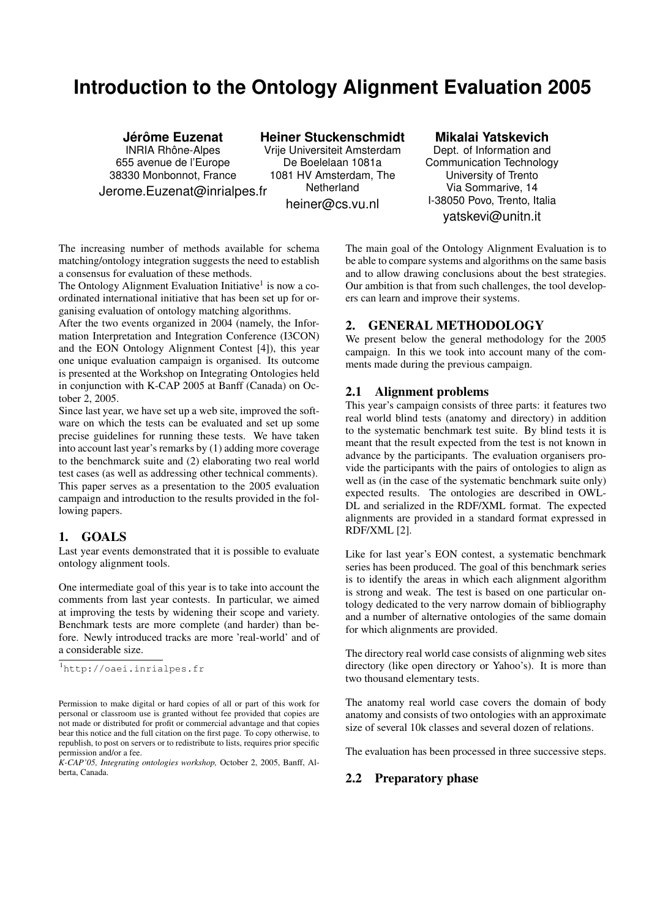# Introduction to the Ontology Alignment Evaluation 2005

**Jérôme Euzenat**
INRIA Rhône-Alpes
655 avenue de l'Europe
38330 Monbonnot, France
Jerome.Euzenat@inrialpes.fr

**Heiner Stuckenschmidt**
Vrije Universiteit Amsterdam
De Boelelaan 1081a
1081 HV Amsterdam, The Netherland
heiner@cs.vu.nl

**Mikalai Yatskevich**
Dept. of Information and Communication Technology
University of Trento
Via Sommarive, 14
I-38050 Povo, Trento, Italia
yatskevi@unitn.it

The increasing number of methods available for schema matching/ontology integration suggests the need to establish a consensus for evaluation of these methods.

The Ontology Alignment Evaluation Initiative[1] is now a coordinated international initiative that has been set up for organising evaluation of ontology matching algorithms.

After the two events organized in 2004 (namely, the Information Interpretation and Integration Conference (I3CON) and the EON Ontology Alignment Contest [4]), this year one unique evaluation campaign is organised. Its outcome is presented at the Workshop on Integrating Ontologies held in conjunction with K-CAP 2005 at Banff (Canada) on October 2, 2005.

Since last year, we have set up a web site, improved the software on which the tests can be evaluated and set up some precise guidelines for running these tests. We have taken into account last year's remarks by (1) adding more coverage to the benchmarck suite and (2) elaborating two real world test cases (as well as addressing other technical comments). This paper serves as a presentation to the 2005 evaluation campaign and introduction to the results provided in the following papers.

## 1. GOALS

Last year events demonstrated that it is possible to evaluate ontology alignment tools.

One intermediate goal of this year is to take into account the comments from last year contests. In particular, we aimed at improving the tests by widening their scope and variety. Benchmark tests are more complete (and harder) than before. Newly introduced tracks are more 'real-world' and of a considerable size.

[1] http://oaei.inrialpes.fr

Permission to make digital or hard copies of all or part of this work for personal or classroom use is granted without fee provided that copies are not made or distributed for profit or commercial advantage and that copies bear this notice and the full citation on the first page. To copy otherwise, to republish, to post on servers or to redistribute to lists, requires prior specific permission and/or a fee.
*K-CAP'05, Integrating ontologies workshop,* October 2, 2005, Banff, Alberta, Canada.

The main goal of the Ontology Alignment Evaluation is to be able to compare systems and algorithms on the same basis and to allow drawing conclusions about the best strategies. Our ambition is that from such challenges, the tool developers can learn and improve their systems.

## 2. GENERAL METHODOLOGY

We present below the general methodology for the 2005 campaign. In this we took into account many of the comments made during the previous campaign.

### 2.1 Alignment problems

This year's campaign consists of three parts: it features two real world blind tests (anatomy and directory) in addition to the systematic benchmark test suite. By blind tests it is meant that the result expected from the test is not known in advance by the participants. The evaluation organisers provide the participants with the pairs of ontologies to align as well as (in the case of the systematic benchmark suite only) expected results. The ontologies are described in OWL-DL and serialized in the RDF/XML format. The expected alignments are provided in a standard format expressed in RDF/XML [2].

Like for last year's EON contest, a systematic benchmark series has been produced. The goal of this benchmark series is to identify the areas in which each alignment algorithm is strong and weak. The test is based on one particular ontology dedicated to the very narrow domain of bibliography and a number of alternative ontologies of the same domain for which alignments are provided.

The directory real world case consists of alignming web sites directory (like open directory or Yahoo's). It is more than two thousand elementary tests.

The anatomy real world case covers the domain of body anatomy and consists of two ontologies with an approximate size of several 10k classes and several dozen of relations.

The evaluation has been processed in three successive steps.

### 2.2 Preparatory phase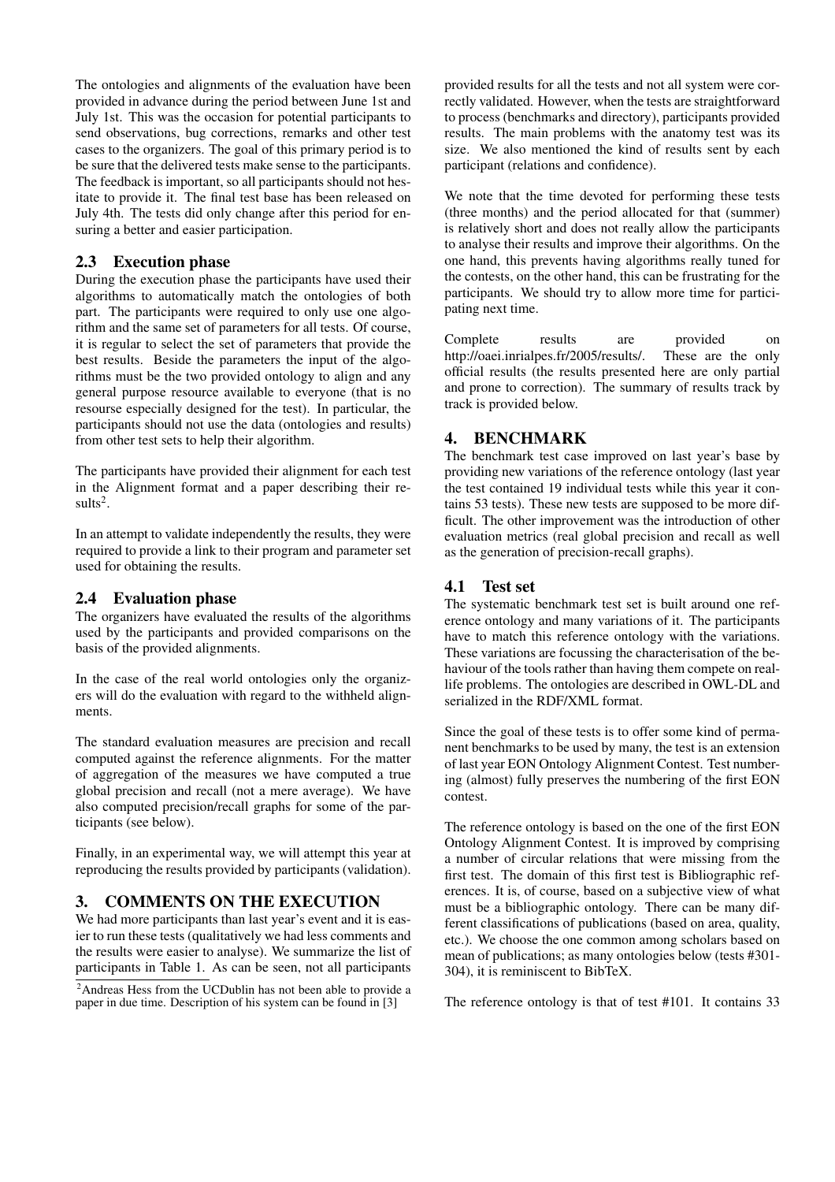The ontologies and alignments of the evaluation have been provided in advance during the period between June 1st and July 1st. This was the occasion for potential participants to send observations, bug corrections, remarks and other test cases to the organizers. The goal of this primary period is to be sure that the delivered tests make sense to the participants. The feedback is important, so all participants should not hesitate to provide it. The final test base has been released on July 4th. The tests did only change after this period for ensuring a better and easier participation.

## 2.3 Execution phase

During the execution phase the participants have used their algorithms to automatically match the ontologies of both part. The participants were required to only use one algorithm and the same set of parameters for all tests. Of course, it is regular to select the set of parameters that provide the best results. Beside the parameters the input of the algorithms must be the two provided ontology to align and any general purpose resource available to everyone (that is no resourse especially designed for the test). In particular, the participants should not use the data (ontologies and results) from other test sets to help their algorithm.

The participants have provided their alignment for each test in the Alignment format and a paper describing their results[2].

In an attempt to validate independently the results, they were required to provide a link to their program and parameter set used for obtaining the results.

## 2.4 Evaluation phase

The organizers have evaluated the results of the algorithms used by the participants and provided comparisons on the basis of the provided alignments.

In the case of the real world ontologies only the organizers will do the evaluation with regard to the withheld alignments.

The standard evaluation measures are precision and recall computed against the reference alignments. For the matter of aggregation of the measures we have computed a true global precision and recall (not a mere average). We have also computed precision/recall graphs for some of the participants (see below).

Finally, in an experimental way, we will attempt this year at reproducing the results provided by participants (validation).

# 3. COMMENTS ON THE EXECUTION

We had more participants than last year's event and it is easier to run these tests (qualitatively we had less comments and the results were easier to analyse). We summarize the list of participants in Table 1. As can be seen, not all participants provided results for all the tests and not all system were correctly validated. However, when the tests are straightforward to process (benchmarks and directory), participants provided results. The main problems with the anatomy test was its size. We also mentioned the kind of results sent by each participant (relations and confidence).

[2]Andreas Hess from the UCDublin has not been able to provide a paper in due time. Description of his system can be found in [3]

We note that the time devoted for performing these tests (three months) and the period allocated for that (summer) is relatively short and does not really allow the participants to analyse their results and improve their algorithms. On the one hand, this prevents having algorithms really tuned for the contests, on the other hand, this can be frustrating for the participants. We should try to allow more time for participating next time.

Complete results are provided on http://oaei.inrialpes.fr/2005/results/. These are the only official results (the results presented here are only partial and prone to correction). The summary of results track by track is provided below.

# 4. BENCHMARK

The benchmark test case improved on last year's base by providing new variations of the reference ontology (last year the test contained 19 individual tests while this year it contains 53 tests). These new tests are supposed to be more difficult. The other improvement was the introduction of other evaluation metrics (real global precision and recall as well as the generation of precision-recall graphs).

## 4.1 Test set

The systematic benchmark test set is built around one reference ontology and many variations of it. The participants have to match this reference ontology with the variations. These variations are focussing the characterisation of the behaviour of the tools rather than having them compete on real-life problems. The ontologies are described in OWL-DL and serialized in the RDF/XML format.

Since the goal of these tests is to offer some kind of permanent benchmarks to be used by many, the test is an extension of last year EON Ontology Alignment Contest. Test numbering (almost) fully preserves the numbering of the first EON contest.

The reference ontology is based on the one of the first EON Ontology Alignment Contest. It is improved by comprising a number of circular relations that were missing from the first test. The domain of this first test is Bibliographic references. It is, of course, based on a subjective view of what must be a bibliographic ontology. There can be many different classifications of publications (based on area, quality, etc.). We choose the one common among scholars based on mean of publications; as many ontologies below (tests #301-304), it is reminiscent to BibTeX.

The reference ontology is that of test #101. It contains 33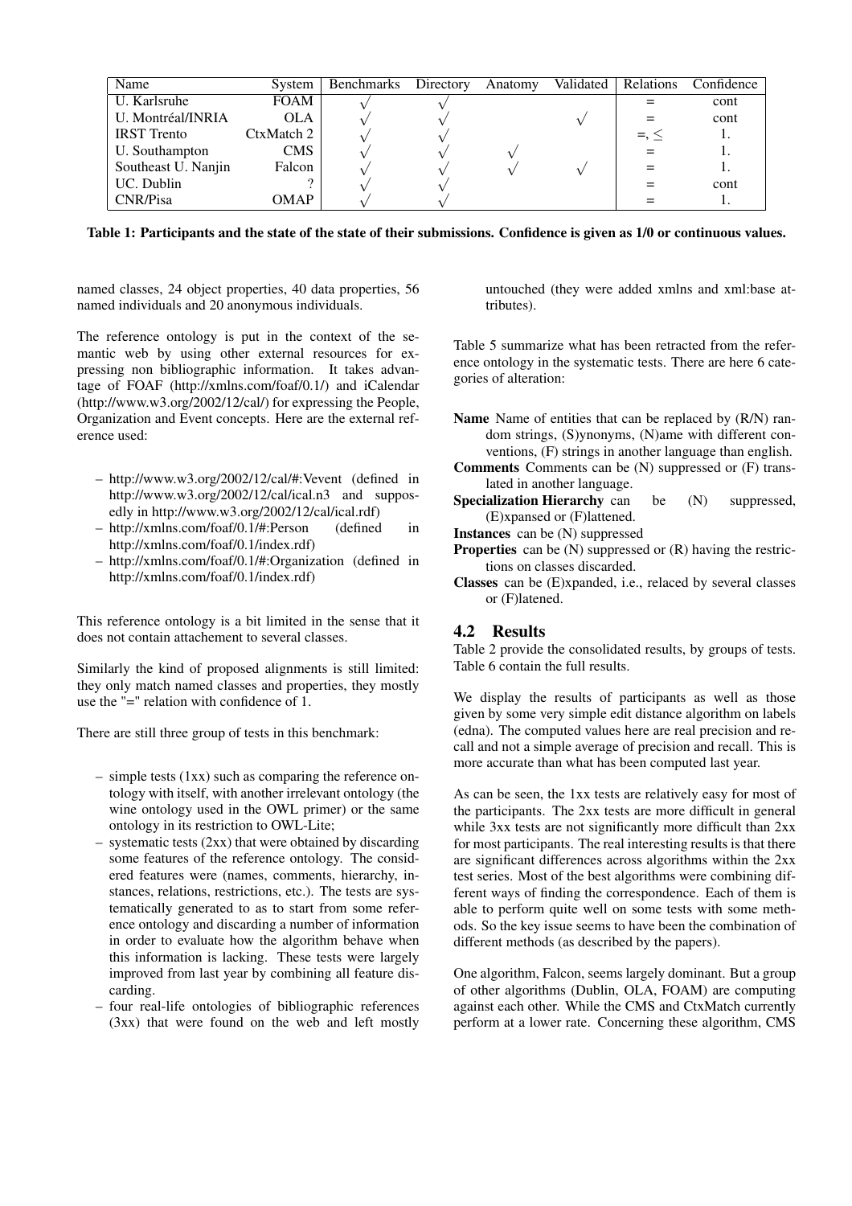| Name | System | Benchmarks | Directory | Anatomy | Validated | Relations | Confidence |
| --- | --- | --- | --- | --- | --- | --- | --- |
| U. Karlsruhe | FOAM | √ | √ | | | = | cont |
| U. Montréal/INRIA | OLA | √ | √ | | √ | = | cont |
| IRST Trento | CtxMatch 2 | √ | √ | | | =, ≤ | 1. |
| U. Southampton | CMS | √ | √ | √ | | = | 1. |
| Southeast U. Nanjin | Falcon | √ | √ | √ | √ | = | 1. |
| UC. Dublin | ? | √ | √ | | | = | cont |
| CNR/Pisa | OMAP | √ | √ | | | = | 1. |

**Table 1: Participants and the state of the state of their submissions. Confidence is given as 1/0 or continuous values.**

named classes, 24 object properties, 40 data properties, 56 named individuals and 20 anonymous individuals.

The reference ontology is put in the context of the semantic web by using other external resources for expressing non bibliographic information. It takes advantage of FOAF (http://xmlns.com/foaf/0.1/) and iCalendar (http://www.w3.org/2002/12/cal/) for expressing the People, Organization and Event concepts. Here are the external reference used:

- http://www.w3.org/2002/12/cal/#:Vevent (defined in http://www.w3.org/2002/12/cal/ical.n3 and supposedly in http://www.w3.org/2002/12/cal/ical.rdf)
- http://xmlns.com/foaf/0.1/#:Person (defined in http://xmlns.com/foaf/0.1/index.rdf)
- http://xmlns.com/foaf/0.1/#:Organization (defined in http://xmlns.com/foaf/0.1/index.rdf)

This reference ontology is a bit limited in the sense that it does not contain attachement to several classes.

Similarly the kind of proposed alignments is still limited: they only match named classes and properties, they mostly use the "=" relation with confidence of 1.

There are still three group of tests in this benchmark:

- simple tests (1xx) such as comparing the reference ontology with itself, with another irrelevant ontology (the wine ontology used in the OWL primer) or the same ontology in its restriction to OWL-Lite;
- systematic tests (2xx) that were obtained by discarding some features of the reference ontology. The considered features were (names, comments, hierarchy, instances, relations, restrictions, etc.). The tests are systematically generated to as to start from some reference ontology and discarding a number of information in order to evaluate how the algorithm behave when this information is lacking. These tests were largely improved from last year by combining all feature discarding.
- four real-life ontologies of bibliographic references (3xx) that were found on the web and left mostly untouched (they were added xmlns and xml:base attributes).

Table 5 summarize what has been retracted from the reference ontology in the systematic tests. There are here 6 categories of alteration:

**Name** Name of entities that can be replaced by (R/N) random strings, (S)ynonyms, (N)ame with different conventions, (F) strings in another language than english.

**Comments** Comments can be (N) suppressed or (F) translated in another language.

**Specialization Hierarchy** can be (N) suppressed, (E)xpansed or (F)lattened.

**Instances** can be (N) suppressed

**Properties** can be (N) suppressed or (R) having the restrictions on classes discarded.

**Classes** can be (E)xpanded, i.e., relaced by several classes or (F)latened.

## 4.2 Results

Table 2 provide the consolidated results, by groups of tests. Table 6 contain the full results.

We display the results of participants as well as those given by some very simple edit distance algorithm on labels (edna). The computed values here are real precision and recall and not a simple average of precision and recall. This is more accurate than what has been computed last year.

As can be seen, the 1xx tests are relatively easy for most of the participants. The 2xx tests are more difficult in general while 3xx tests are not significantly more difficult than 2xx for most participants. The real interesting results is that there are significant differences across algorithms within the 2xx test series. Most of the best algorithms were combining different ways of finding the correspondence. Each of them is able to perform quite well on some tests with some methods. So the key issue seems to have been the combination of different methods (as described by the papers).

One algorithm, Falcon, seems largely dominant. But a group of other algorithms (Dublin, OLA, FOAM) are computing against each other. While the CMS and CtxMatch currently perform at a lower rate. Concerning these algorithm, CMS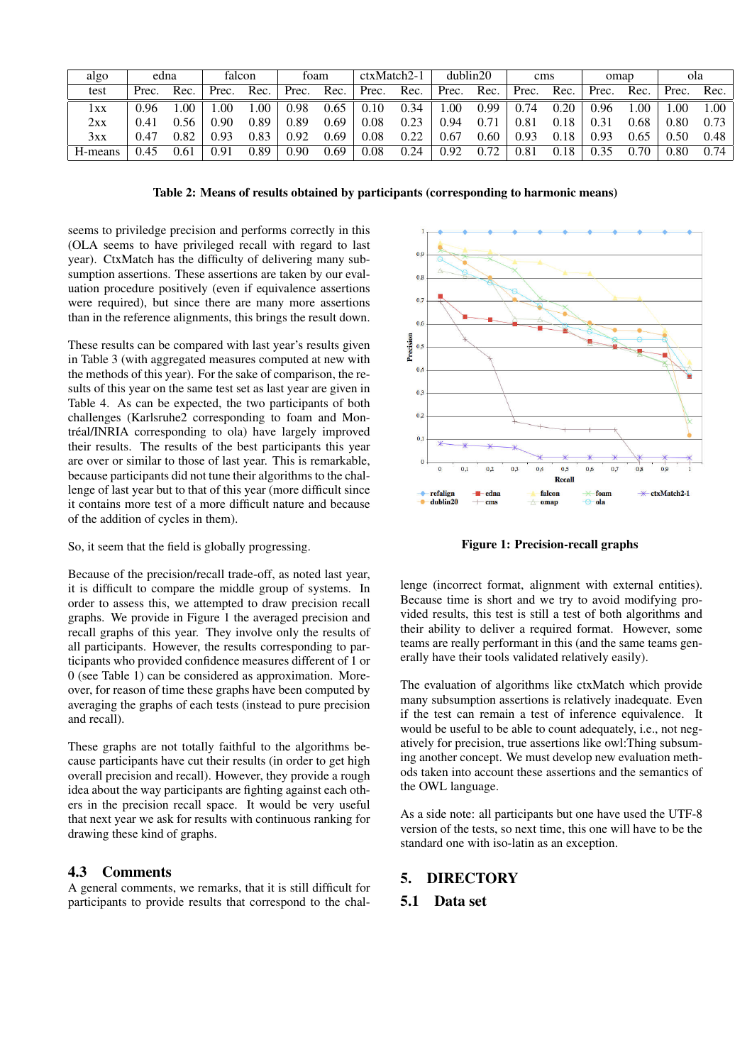| algo | edna | | falcon | | foam | | ctxMatch2-1 | | dublin20 | | cms | | omap | | ola | |
|---|---|---|---|---|---|---|---|---|---|---|---|---|---|---|---|---|
| test | Prec. | Rec. | Prec. | Rec. | Prec. | Rec. | Prec. | Rec. | Prec. | Rec. | Prec. | Rec. | Prec. | Rec. | Prec. | Rec. |
| 1xx | 0.96 | 1.00 | 1.00 | 1.00 | 0.98 | 0.65 | 0.10 | 0.34 | 1.00 | 0.99 | 0.74 | 0.20 | 0.96 | 1.00 | 1.00 | 1.00 |
| 2xx | 0.41 | 0.56 | 0.90 | 0.89 | 0.89 | 0.69 | 0.08 | 0.23 | 0.94 | 0.71 | 0.81 | 0.18 | 0.31 | 0.68 | 0.80 | 0.73 |
| 3xx | 0.47 | 0.82 | 0.93 | 0.83 | 0.92 | 0.69 | 0.08 | 0.22 | 0.67 | 0.60 | 0.93 | 0.18 | 0.93 | 0.65 | 0.50 | 0.48 |
| H-means | 0.45 | 0.61 | 0.91 | 0.89 | 0.90 | 0.69 | 0.08 | 0.24 | 0.92 | 0.72 | 0.81 | 0.18 | 0.35 | 0.70 | 0.80 | 0.74 |

**Table 2: Means of results obtained by participants (corresponding to harmonic means)**

seems to priviledge precision and performs correctly in this (OLA seems to have privileged recall with regard to last year). CtxMatch has the difficulty of delivering many subsumption assertions. These assertions are taken by our evaluation procedure positively (even if equivalence assertions were required), but since there are many more assertions than in the reference alignments, this brings the result down.

These results can be compared with last year's results given in Table 3 (with aggregated measures computed at new with the methods of this year). For the sake of comparison, the results of this year on the same test set as last year are given in Table 4. As can be expected, the two participants of both challenges (Karlsruhe2 corresponding to foam and Montréal/INRIA corresponding to ola) have largely improved their results. The results of the best participants this year are over or similar to those of last year. This is remarkable, because participants did not tune their algorithms to the challenge of last year but to that of this year (more difficult since it contains more test of a more difficult nature and because of the addition of cycles in them).

So, it seem that the field is globally progressing.

Because of the precision/recall trade-off, as noted last year, it is difficult to compare the middle group of systems. In order to assess this, we attempted to draw precision recall graphs. We provide in Figure 1 the averaged precision and recall graphs of this year. They involve only the results of all participants. However, the results corresponding to participants who provided confidence measures different of 1 or 0 (see Table 1) can be considered as approximation. Moreover, for reason of time these graphs have been computed by averaging the graphs of each tests (instead to pure precision and recall).

These graphs are not totally faithful to the algorithms because participants have cut their results (in order to get high overall precision and recall). However, they provide a rough idea about the way participants are fighting against each others in the precision recall space. It would be very useful that next year we ask for results with continuous ranking for drawing these kind of graphs.

**Figure 1: Precision-recall graphs**

### 4.3 Comments

A general comments, we remarks, that it is still difficult for participants to provide results that correspond to the challenge (incorrect format, alignment with external entities). Because time is short and we try to avoid modifying provided results, this test is still a test of both algorithms and their ability to deliver a required format. However, some teams are really performant in this (and the same teams generally have their tools validated relatively easily).

The evaluation of algorithms like ctxMatch which provide many subsumption assertions is relatively inadequate. Even if the test can remain a test of inference equivalence. It would be useful to be able to count adequately, i.e., not negatively for precision, true assertions like owl:Thing subsuming another concept. We must develop new evaluation methods taken into account these assertions and the semantics of the OWL language.

As a side note: all participants but one have used the UTF-8 version of the tests, so next time, this one will have to be the standard one with iso-latin as an exception.

## 5. DIRECTORY

### 5.1 Data set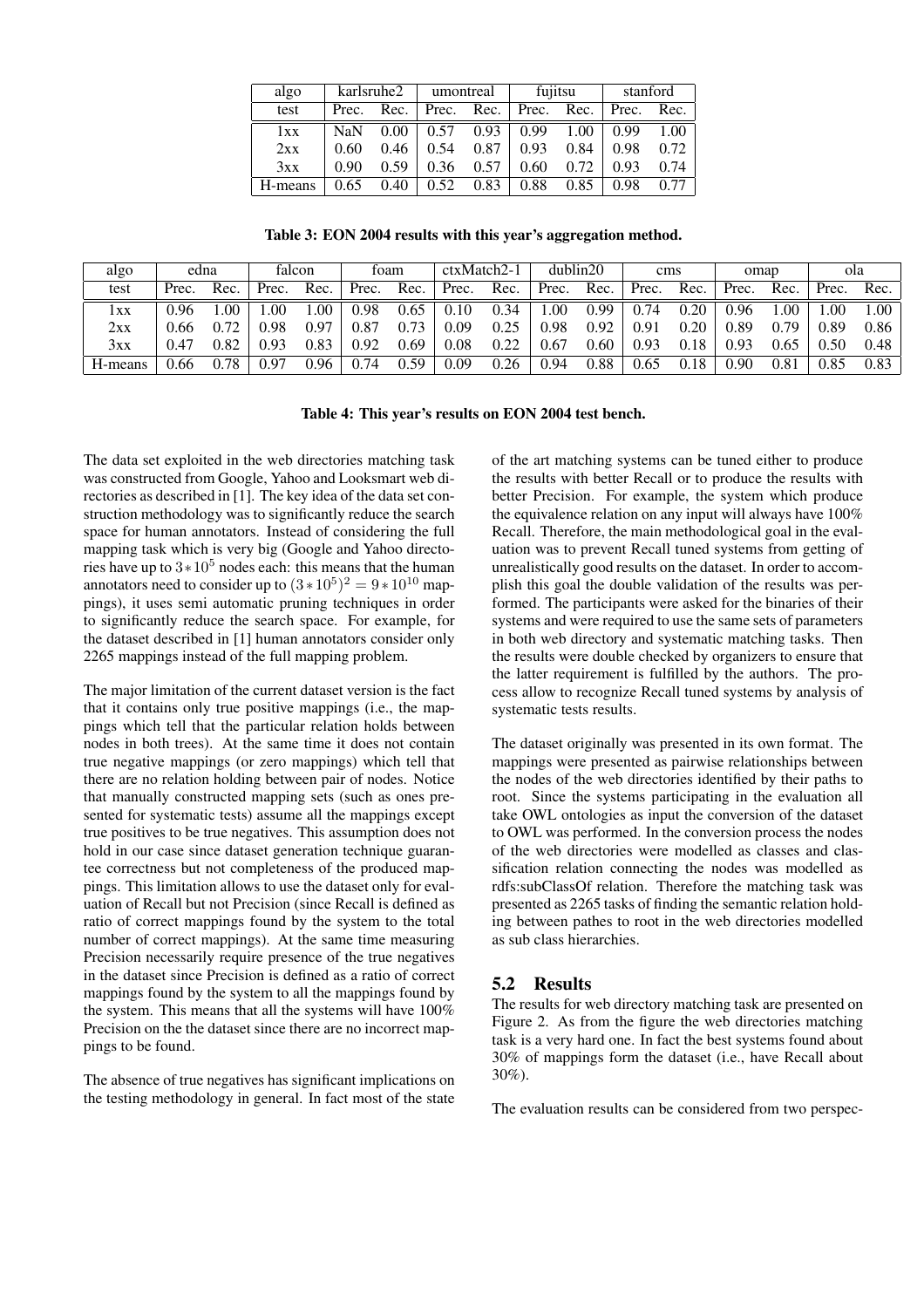| algo | karlsruhe2 | | umontreal | | fujitsu | | stanford | |
|---|---|---|---|---|---|---|---|---|
| test | Prec. | Rec. | Prec. | Rec. | Prec. | Rec. | Prec. | Rec. |
| 1xx | NaN | 0.00 | 0.57 | 0.93 | 0.99 | 1.00 | 0.99 | 1.00 |
| 2xx | 0.60 | 0.46 | 0.54 | 0.87 | 0.93 | 0.84 | 0.98 | 0.72 |
| 3xx | 0.90 | 0.59 | 0.36 | 0.57 | 0.60 | 0.72 | 0.93 | 0.74 |
| H-means | 0.65 | 0.40 | 0.52 | 0.83 | 0.88 | 0.85 | 0.98 | 0.77 |

**Table 3: EON 2004 results with this year's aggregation method.**

| algo | edna | | falcon | | foam | | ctxMatch2-1 | | dublin20 | | cms | | omap | | ola | |
|---|---|---|---|---|---|---|---|---|---|---|---|---|---|---|---|---|
| test | Prec. | Rec. | Prec. | Rec. | Prec. | Rec. | Prec. | Rec. | Prec. | Rec. | Prec. | Rec. | Prec. | Rec. | Prec. | Rec. |
| 1xx | 0.96 | 1.00 | 1.00 | 1.00 | 0.98 | 0.65 | 0.10 | 0.34 | 1.00 | 0.99 | 0.74 | 0.20 | 0.96 | 1.00 | 1.00 | 1.00 |
| 2xx | 0.66 | 0.72 | 0.98 | 0.97 | 0.87 | 0.73 | 0.09 | 0.25 | 0.98 | 0.92 | 0.91 | 0.20 | 0.89 | 0.79 | 0.89 | 0.86 |
| 3xx | 0.47 | 0.82 | 0.93 | 0.83 | 0.92 | 0.69 | 0.08 | 0.22 | 0.67 | 0.60 | 0.93 | 0.18 | 0.93 | 0.65 | 0.50 | 0.48 |
| H-means | 0.66 | 0.78 | 0.97 | 0.96 | 0.74 | 0.59 | 0.09 | 0.26 | 0.94 | 0.88 | 0.65 | 0.18 | 0.90 | 0.81 | 0.85 | 0.83 |

**Table 4: This year's results on EON 2004 test bench.**

The data set exploited in the web directories matching task was constructed from Google, Yahoo and Looksmart web directories as described in [1]. The key idea of the data set construction methodology was to significantly reduce the search space for human annotators. Instead of considering the full mapping task which is very big (Google and Yahoo directories have up to $3*10^5$ nodes each: this means that the human annotators need to consider up to $(3*10^5)^2 = 9*10^{10}$ mappings), it uses semi automatic pruning techniques in order to significantly reduce the search space. For example, for the dataset described in [1] human annotators consider only 2265 mappings instead of the full mapping problem.

The major limitation of the current dataset version is the fact that it contains only true positive mappings (i.e., the mappings which tell that the particular relation holds between nodes in both trees). At the same time it does not contain true negative mappings (or zero mappings) which tell that there are no relation holding between pair of nodes. Notice that manually constructed mapping sets (such as ones presented for systematic tests) assume all the mappings except true positives to be true negatives. This assumption does not hold in our case since dataset generation technique guarantee correctness but not completeness of the produced mappings. This limitation allows to use the dataset only for evaluation of Recall but not Precision (since Recall is defined as ratio of correct mappings found by the system to the total number of correct mappings). At the same time measuring Precision necessarily require presence of the true negatives in the dataset since Precision is defined as a ratio of correct mappings found by the system to all the mappings found by the system. This means that all the systems will have 100% Precision on the the dataset since there are no incorrect mappings to be found.

The absence of true negatives has significant implications on the testing methodology in general. In fact most of the state of the art matching systems can be tuned either to produce the results with better Recall or to produce the results with better Precision. For example, the system which produce the equivalence relation on any input will always have 100% Recall. Therefore, the main methodological goal in the evaluation was to prevent Recall tuned systems from getting of unrealistically good results on the dataset. In order to accomplish this goal the double validation of the results was performed. The participants were asked for the binaries of their systems and were required to use the same sets of parameters in both web directory and systematic matching tasks. Then the results were double checked by organizers to ensure that the latter requirement is fulfilled by the authors. The process allow to recognize Recall tuned systems by analysis of systematic tests results.

The dataset originally was presented in its own format. The mappings were presented as pairwise relationships between the nodes of the web directories identified by their paths to root. Since the systems participating in the evaluation all take OWL ontologies as input the conversion of the dataset to OWL was performed. In the conversion process the nodes of the web directories were modelled as classes and classification relation connecting the nodes was modelled as rdfs:subClassOf relation. Therefore the matching task was presented as 2265 tasks of finding the semantic relation holding between pathes to root in the web directories modelled as sub class hierarchies.

## 5.2 Results

The results for web directory matching task are presented on Figure 2. As from the figure the web directories matching task is a very hard one. In fact the best systems found about 30% of mappings form the dataset (i.e., have Recall about 30%).

The evaluation results can be considered from two perspec-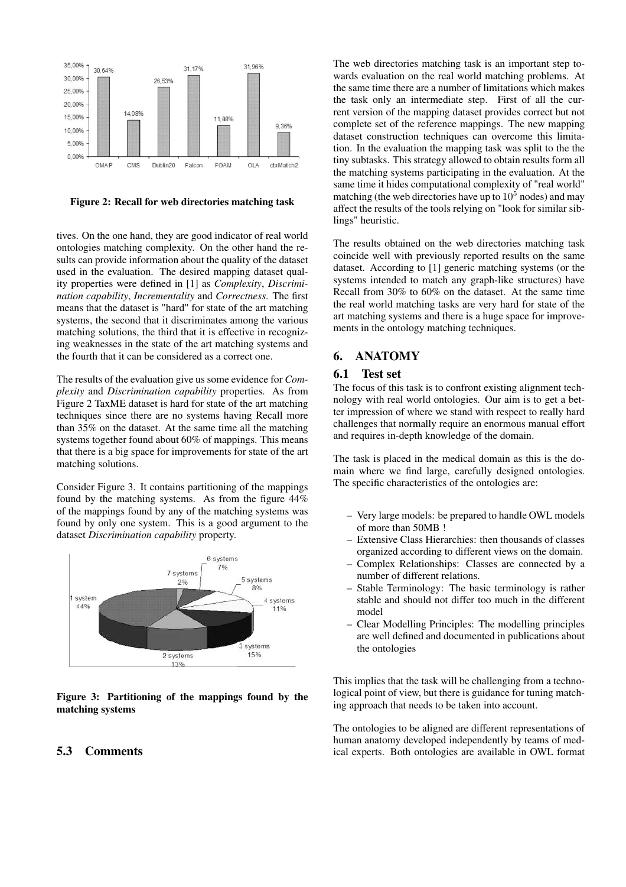Figure 2: Recall for web directories matching task

tives. On the one hand, they are good indicator of real world ontologies matching complexity. On the other hand the results can provide information about the quality of the dataset used in the evaluation. The desired mapping dataset quality properties were defined in [1] as *Complexity*, *Discrimination capability*, *Incrementality* and *Correctness*. The first means that the dataset is "hard" for state of the art matching systems, the second that it discriminates among the various matching solutions, the third that it is effective in recognizing weaknesses in the state of the art matching systems and the fourth that it can be considered as a correct one.

The results of the evaluation give us some evidence for *Complexity* and *Discrimination capability* properties. As from Figure 2 TaxME dataset is hard for state of the art matching techniques since there are no systems having Recall more than 35% on the dataset. At the same time all the matching systems together found about 60% of mappings. This means that there is a big space for improvements for state of the art matching solutions.

Consider Figure 3. It contains partitioning of the mappings found by the matching systems. As from the figure 44% of the mappings found by any of the matching systems was found by only one system. This is a good argument to the dataset *Discrimination capability* property.

Figure 3: Partitioning of the mappings found by the matching systems

## 5.3 Comments

The web directories matching task is an important step towards evaluation on the real world matching problems. At the same time there are a number of limitations which makes the task only an intermediate step. First of all the current version of the mapping dataset provides correct but not complete set of the reference mappings. The new mapping dataset construction techniques can overcome this limitation. In the evaluation the mapping task was split to the the tiny subtasks. This strategy allowed to obtain results form all the matching systems participating in the evaluation. At the same time it hides computational complexity of "real world" matching (the web directories have up to $10^5$ nodes) and may affect the results of the tools relying on "look for similar siblings" heuristic.

The results obtained on the web directories matching task coincide well with previously reported results on the same dataset. According to [1] generic matching systems (or the systems intended to match any graph-like structures) have Recall from 30% to 60% on the dataset. At the same time the real world matching tasks are very hard for state of the art matching systems and there is a huge space for improvements in the ontology matching techniques.

# 6. ANATOMY

## 6.1 Test set

The focus of this task is to confront existing alignment technology with real world ontologies. Our aim is to get a better impression of where we stand with respect to really hard challenges that normally require an enormous manual effort and requires in-depth knowledge of the domain.

The task is placed in the medical domain as this is the domain where we find large, carefully designed ontologies. The specific characteristics of the ontologies are:

- Very large models: be prepared to handle OWL models of more than 50MB !
- Extensive Class Hierarchies: then thousands of classes organized according to different views on the domain.
- Complex Relationships: Classes are connected by a number of different relations.
- Stable Terminology: The basic terminology is rather stable and should not differ too much in the different model
- Clear Modelling Principles: The modelling principles are well defined and documented in publications about the ontologies

This implies that the task will be challenging from a technological point of view, but there is guidance for tuning matching approach that needs to be taken into account.

The ontologies to be aligned are different representations of human anatomy developed independently by teams of medical experts. Both ontologies are available in OWL format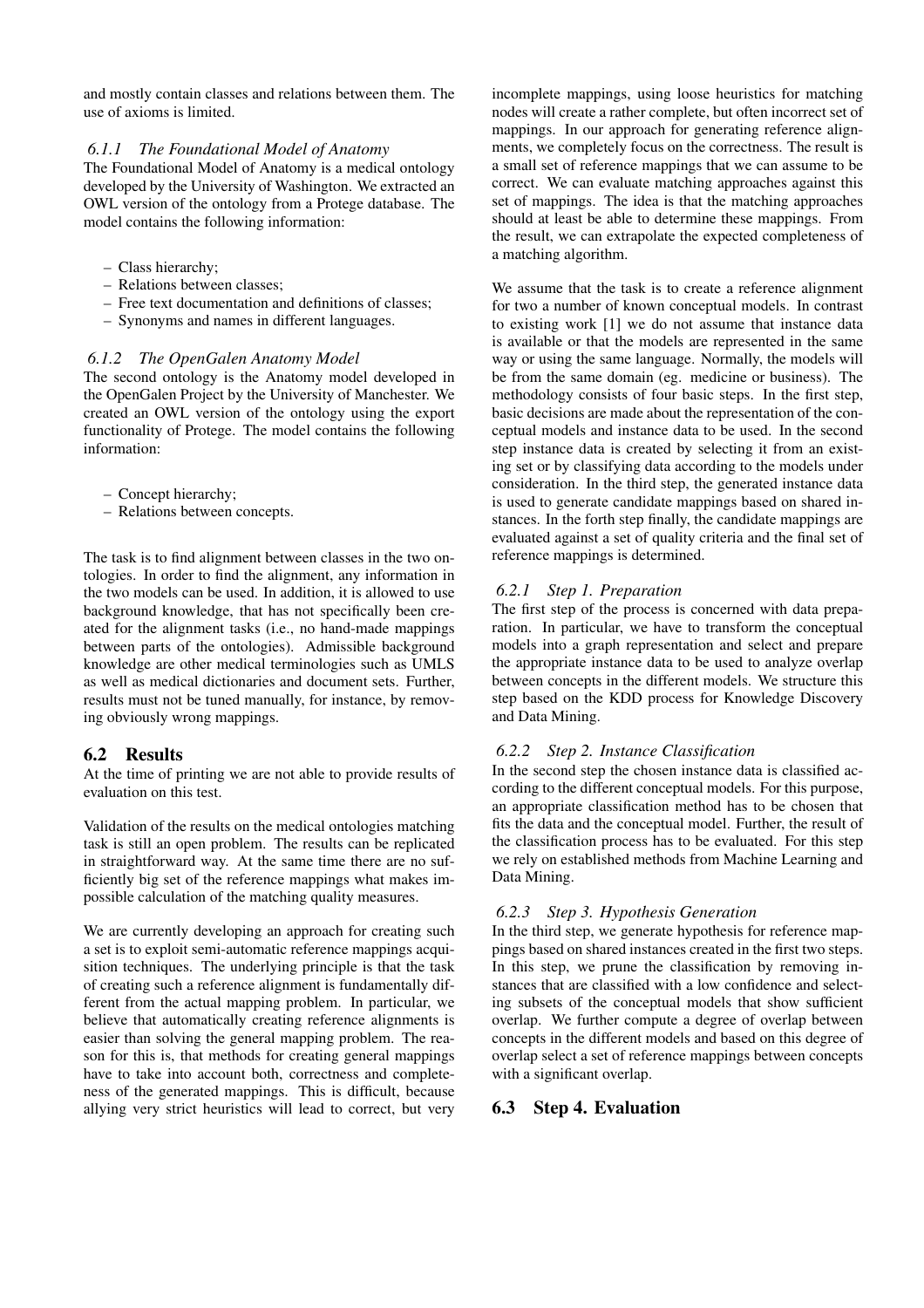and mostly contain classes and relations between them. The use of axioms is limited.

#### *6.1.1 The Foundational Model of Anatomy*

The Foundational Model of Anatomy is a medical ontology developed by the University of Washington. We extracted an OWL version of the ontology from a Protege database. The model contains the following information:

- Class hierarchy;
- Relations between classes;
- Free text documentation and definitions of classes;
- Synonyms and names in different languages.

#### *6.1.2 The OpenGalen Anatomy Model*

The second ontology is the Anatomy model developed in the OpenGalen Project by the University of Manchester. We created an OWL version of the ontology using the export functionality of Protege. The model contains the following information:

- Concept hierarchy;
- Relations between concepts.

The task is to find alignment between classes in the two ontologies. In order to find the alignment, any information in the two models can be used. In addition, it is allowed to use background knowledge, that has not specifically been created for the alignment tasks (i.e., no hand-made mappings between parts of the ontologies). Admissible background knowledge are other medical terminologies such as UMLS as well as medical dictionaries and document sets. Further, results must not be tuned manually, for instance, by removing obviously wrong mappings.

## 6.2 Results

At the time of printing we are not able to provide results of evaluation on this test.

Validation of the results on the medical ontologies matching task is still an open problem. The results can be replicated in straightforward way. At the same time there are no sufficiently big set of the reference mappings what makes impossible calculation of the matching quality measures.

We are currently developing an approach for creating such a set is to exploit semi-automatic reference mappings acquisition techniques. The underlying principle is that the task of creating such a reference alignment is fundamentally different from the actual mapping problem. In particular, we believe that automatically creating reference alignments is easier than solving the general mapping problem. The reason for this is, that methods for creating general mappings have to take into account both, correctness and completeness of the generated mappings. This is difficult, because allying very strict heuristics will lead to correct, but very incomplete mappings, using loose heuristics for matching nodes will create a rather complete, but often incorrect set of mappings. In our approach for generating reference alignments, we completely focus on the correctness. The result is a small set of reference mappings that we can assume to be correct. We can evaluate matching approaches against this set of mappings. The idea is that the matching approaches should at least be able to determine these mappings. From the result, we can extrapolate the expected completeness of a matching algorithm.

We assume that the task is to create a reference alignment for two a number of known conceptual models. In contrast to existing work [1] we do not assume that instance data is available or that the models are represented in the same way or using the same language. Normally, the models will be from the same domain (eg. medicine or business). The methodology consists of four basic steps. In the first step, basic decisions are made about the representation of the conceptual models and instance data to be used. In the second step instance data is created by selecting it from an existing set or by classifying data according to the models under consideration. In the third step, the generated instance data is used to generate candidate mappings based on shared instances. In the forth step finally, the candidate mappings are evaluated against a set of quality criteria and the final set of reference mappings is determined.

#### *6.2.1 Step 1. Preparation*

The first step of the process is concerned with data preparation. In particular, we have to transform the conceptual models into a graph representation and select and prepare the appropriate instance data to be used to analyze overlap between concepts in the different models. We structure this step based on the KDD process for Knowledge Discovery and Data Mining.

#### *6.2.2 Step 2. Instance Classification*

In the second step the chosen instance data is classified according to the different conceptual models. For this purpose, an appropriate classification method has to be chosen that fits the data and the conceptual model. Further, the result of the classification process has to be evaluated. For this step we rely on established methods from Machine Learning and Data Mining.

#### *6.2.3 Step 3. Hypothesis Generation*

In the third step, we generate hypothesis for reference mappings based on shared instances created in the first two steps. In this step, we prune the classification by removing instances that are classified with a low confidence and selecting subsets of the conceptual models that show sufficient overlap. We further compute a degree of overlap between concepts in the different models and based on this degree of overlap select a set of reference mappings between concepts with a significant overlap.

## 6.3 Step 4. Evaluation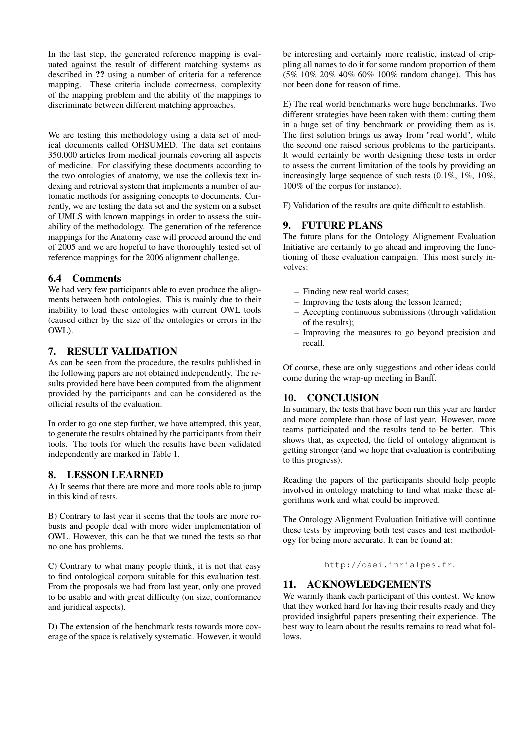In the last step, the generated reference mapping is evaluated against the result of different matching systems as described in **??** using a number of criteria for a reference mapping. These criteria include correctness, complexity of the mapping problem and the ability of the mappings to discriminate between different matching approaches.

We are testing this methodology using a data set of medical documents called OHSUMED. The data set contains 350.000 articles from medical journals covering all aspects of medicine. For classifying these documents according to the two ontologies of anatomy, we use the collexis text indexing and retrieval system that implements a number of automatic methods for assigning concepts to documents. Currently, we are testing the data set and the system on a subset of UMLS with known mappings in order to assess the suitability of the methodology. The generation of the reference mappings for the Anatomy case will proceed around the end of 2005 and we are hopeful to have thoroughly tested set of reference mappings for the 2006 alignment challenge.

### 6.4 Comments

We had very few participants able to even produce the alignments between both ontologies. This is mainly due to their inability to load these ontologies with current OWL tools (caused either by the size of the ontologies or errors in the OWL).

## 7. RESULT VALIDATION

As can be seen from the procedure, the results published in the following papers are not obtained independently. The results provided here have been computed from the alignment provided by the participants and can be considered as the official results of the evaluation.

In order to go one step further, we have attempted, this year, to generate the results obtained by the participants from their tools. The tools for which the results have been validated independently are marked in Table 1.

## 8. LESSON LEARNED

A) It seems that there are more and more tools able to jump in this kind of tests.

B) Contrary to last year it seems that the tools are more robusts and people deal with more wider implementation of OWL. However, this can be that we tuned the tests so that no one has problems.

C) Contrary to what many people think, it is not that easy to find ontological corpora suitable for this evaluation test. From the proposals we had from last year, only one proved to be usable and with great difficulty (on size, conformance and juridical aspects).

D) The extension of the benchmark tests towards more coverage of the space is relatively systematic. However, it would be interesting and certainly more realistic, instead of crippling all names to do it for some random proportion of them (5% 10% 20% 40% 60% 100% random change). This has not been done for reason of time.

E) The real world benchmarks were huge benchmarks. Two different strategies have been taken with them: cutting them in a huge set of tiny benchmark or providing them as is. The first solution brings us away from "real world", while the second one raised serious problems to the participants. It would certainly be worth designing these tests in order to assess the current limitation of the tools by providing an increasingly large sequence of such tests (0.1%, 1%, 10%, 100% of the corpus for instance).

F) Validation of the results are quite difficult to establish.

## 9. FUTURE PLANS

The future plans for the Ontology Alignement Evaluation Initiative are certainly to go ahead and improving the functioning of these evaluation campaign. This most surely involves:

- Finding new real world cases;
- Improving the tests along the lesson learned;
- Accepting continuous submissions (through validation of the results);
- Improving the measures to go beyond precision and recall.

Of course, these are only suggestions and other ideas could come during the wrap-up meeting in Banff.

## 10. CONCLUSION

In summary, the tests that have been run this year are harder and more complete than those of last year. However, more teams participated and the results tend to be better. This shows that, as expected, the field of ontology alignment is getting stronger (and we hope that evaluation is contributing to this progress).

Reading the papers of the participants should help people involved in ontology matching to find what make these algorithms work and what could be improved.

The Ontology Alignment Evaluation Initiative will continue these tests by improving both test cases and test methodology for being more accurate. It can be found at:

`http://oaei.inrialpes.fr`.

## 11. ACKNOWLEDGEMENTS

We warmly thank each participant of this contest. We know that they worked hard for having their results ready and they provided insightful papers presenting their experience. The best way to learn about the results remains to read what follows.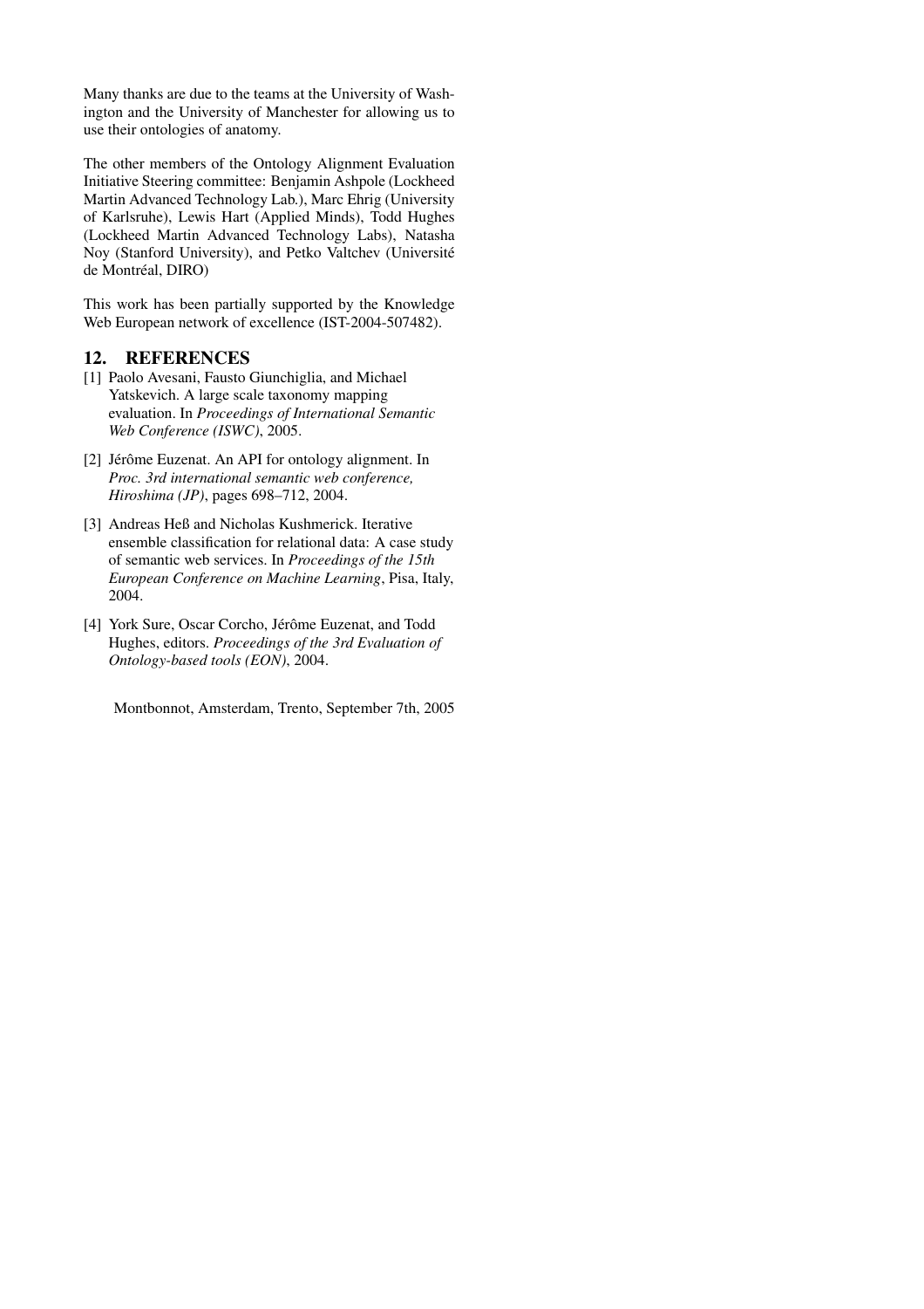Many thanks are due to the teams at the University of Washington and the University of Manchester for allowing us to use their ontologies of anatomy.

The other members of the Ontology Alignment Evaluation Initiative Steering committee: Benjamin Ashpole (Lockheed Martin Advanced Technology Lab.), Marc Ehrig (University of Karlsruhe), Lewis Hart (Applied Minds), Todd Hughes (Lockheed Martin Advanced Technology Labs), Natasha Noy (Stanford University), and Petko Valtchev (Université de Montréal, DIRO)

This work has been partially supported by the Knowledge Web European network of excellence (IST-2004-507482).

## 12. REFERENCES

[1] Paolo Avesani, Fausto Giunchiglia, and Michael Yatskevich. A large scale taxonomy mapping evaluation. In *Proceedings of International Semantic Web Conference (ISWC)*, 2005.

[2] Jérôme Euzenat. An API for ontology alignment. In *Proc. 3rd international semantic web conference, Hiroshima (JP)*, pages 698–712, 2004.

[3] Andreas Heß and Nicholas Kushmerick. Iterative ensemble classification for relational data: A case study of semantic web services. In *Proceedings of the 15th European Conference on Machine Learning*, Pisa, Italy, 2004.

[4] York Sure, Oscar Corcho, Jérôme Euzenat, and Todd Hughes, editors. *Proceedings of the 3rd Evaluation of Ontology-based tools (EON)*, 2004.

Montbonnot, Amsterdam, Trento, September 7th, 2005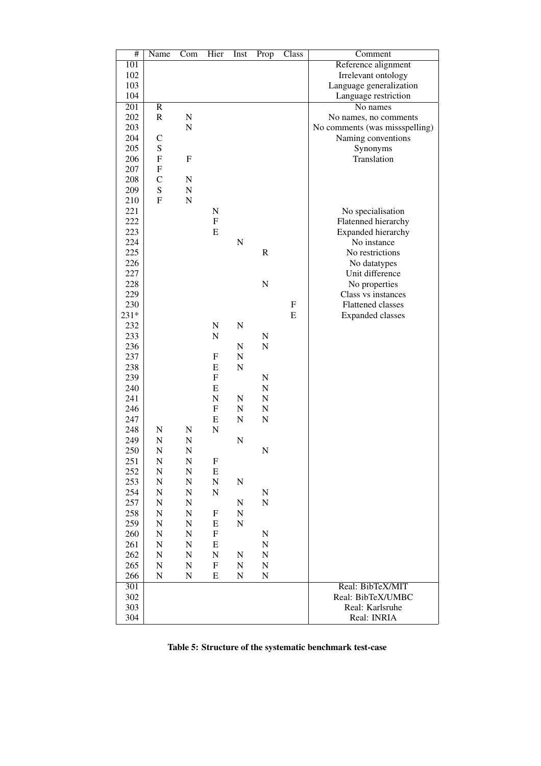| # | Name | Com | Hier | Inst | Prop | Class | Comment |
|---|---|---|---|---|---|---|---|
| 101 | | | | | | | Reference alignment |
| 102 | | | | | | | Irrelevant ontology |
| 103 | | | | | | | Language generalization |
| 104 | | | | | | | Language restriction |
| 201 | R | | | | | | No names |
| 202 | R | N | | | | | No names, no comments |
| 203 | | N | | | | | No comments (was missspelling) |
| 204 | C | | | | | | Naming conventions |
| 205 | S | | | | | | Synonyms |
| 206 | F | F | | | | | Translation |
| 207 | F | | | | | | |
| 208 | C | N | | | | | |
| 209 | S | N | | | | | |
| 210 | F | N | | | | | |
| 221 | | | N | | | | No specialisation |
| 222 | | | F | | | | Flatenned hierarchy |
| 223 | | | E | | | | Expanded hierarchy |
| 224 | | | | N | | | No instance |
| 225 | | | | | R | | No restrictions |
| 226 | | | | | | | No datatypes |
| 227 | | | | | | | Unit difference |
| 228 | | | | | N | | No properties |
| 229 | | | | | | | Class vs instances |
| 230 | | | | | | F | Flattened classes |
| 231* | | | | | | E | Expanded classes |
| 232 | | | N | N | | | |
| 233 | | | N | | N | | |
| 236 | | | | N | N | | |
| 237 | | | F | N | | | |
| 238 | | | E | N | | | |
| 239 | | | F | | N | | |
| 240 | | | E | | N | | |
| 241 | | | N | N | N | | |
| 246 | | | F | N | N | | |
| 247 | | | E | N | N | | |
| 248 | N | N | N | | | | |
| 249 | N | N | | N | | | |
| 250 | N | N | | | N | | |
| 251 | N | N | F | | | | |
| 252 | N | N | E | | | | |
| 253 | N | N | N | N | | | |
| 254 | N | N | N | | N | | |
| 257 | N | N | | N | N | | |
| 258 | N | N | F | N | | | |
| 259 | N | N | E | N | | | |
| 260 | N | N | F | | N | | |
| 261 | N | N | E | | N | | |
| 262 | N | N | N | N | N | | |
| 265 | N | N | F | N | N | | |
| 266 | N | N | E | N | N | | |
| 301 | | | | | | | Real: BibTeX/MIT |
| 302 | | | | | | | Real: BibTeX/UMBC |
| 303 | | | | | | | Real: Karlsruhe |
| 304 | | | | | | | Real: INRIA |

**Table 5: Structure of the systematic benchmark test-case**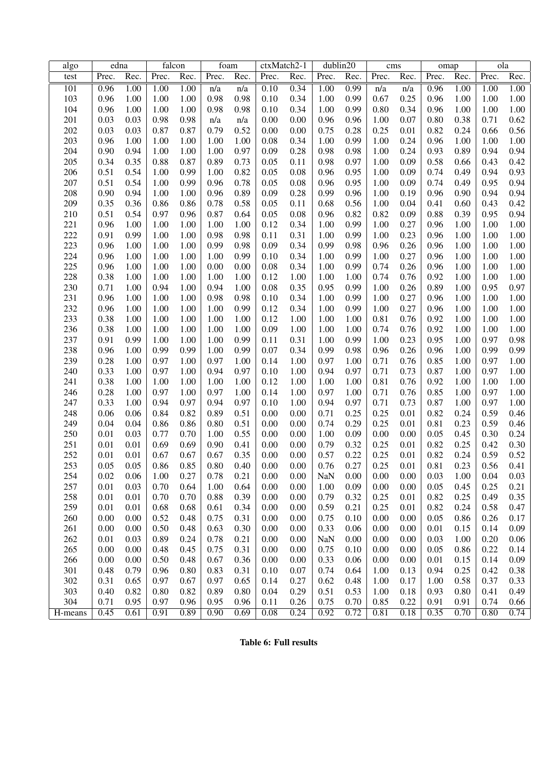| algo | edna | | falcon | | foam | | ctxMatch2-1 | | dublin20 | | cms | | omap | | ola | |
|---|---|---|---|---|---|---|---|---|---|---|---|---|---|---|---|---|
| test | Prec. | Rec. | Prec. | Rec. | Prec. | Rec. | Prec. | Rec. | Prec. | Rec. | Prec. | Rec. | Prec. | Rec. | Prec. | Rec. |
| 101 | 0.96 | 1.00 | 1.00 | 1.00 | n/a | n/a | 0.10 | 0.34 | 1.00 | 0.99 | n/a | n/a | 0.96 | 1.00 | 1.00 | 1.00 |
| 103 | 0.96 | 1.00 | 1.00 | 1.00 | 0.98 | 0.98 | 0.10 | 0.34 | 1.00 | 0.99 | 0.67 | 0.25 | 0.96 | 1.00 | 1.00 | 1.00 |
| 104 | 0.96 | 1.00 | 1.00 | 1.00 | 0.98 | 0.98 | 0.10 | 0.34 | 1.00 | 0.99 | 0.80 | 0.34 | 0.96 | 1.00 | 1.00 | 1.00 |
| 201 | 0.03 | 0.03 | 0.98 | 0.98 | n/a | n/a | 0.00 | 0.00 | 0.96 | 0.96 | 1.00 | 0.07 | 0.80 | 0.38 | 0.71 | 0.62 |
| 202 | 0.03 | 0.03 | 0.87 | 0.87 | 0.79 | 0.52 | 0.00 | 0.00 | 0.75 | 0.28 | 0.25 | 0.01 | 0.82 | 0.24 | 0.66 | 0.56 |
| 203 | 0.96 | 1.00 | 1.00 | 1.00 | 1.00 | 1.00 | 0.08 | 0.34 | 1.00 | 0.99 | 1.00 | 0.24 | 0.96 | 1.00 | 1.00 | 1.00 |
| 204 | 0.90 | 0.94 | 1.00 | 1.00 | 1.00 | 0.97 | 0.09 | 0.28 | 0.98 | 0.98 | 1.00 | 0.24 | 0.93 | 0.89 | 0.94 | 0.94 |
| 205 | 0.34 | 0.35 | 0.88 | 0.87 | 0.89 | 0.73 | 0.05 | 0.11 | 0.98 | 0.97 | 1.00 | 0.09 | 0.58 | 0.66 | 0.43 | 0.42 |
| 206 | 0.51 | 0.54 | 1.00 | 0.99 | 1.00 | 0.82 | 0.05 | 0.08 | 0.96 | 0.95 | 1.00 | 0.09 | 0.74 | 0.49 | 0.94 | 0.93 |
| 207 | 0.51 | 0.54 | 1.00 | 0.99 | 0.96 | 0.78 | 0.05 | 0.08 | 0.96 | 0.95 | 1.00 | 0.09 | 0.74 | 0.49 | 0.95 | 0.94 |
| 208 | 0.90 | 0.94 | 1.00 | 1.00 | 0.96 | 0.89 | 0.09 | 0.28 | 0.99 | 0.96 | 1.00 | 0.19 | 0.96 | 0.90 | 0.94 | 0.94 |
| 209 | 0.35 | 0.36 | 0.86 | 0.86 | 0.78 | 0.58 | 0.05 | 0.11 | 0.68 | 0.56 | 1.00 | 0.04 | 0.41 | 0.60 | 0.43 | 0.42 |
| 210 | 0.51 | 0.54 | 0.97 | 0.96 | 0.87 | 0.64 | 0.05 | 0.08 | 0.96 | 0.82 | 0.82 | 0.09 | 0.88 | 0.39 | 0.95 | 0.94 |
| 221 | 0.96 | 1.00 | 1.00 | 1.00 | 1.00 | 1.00 | 0.12 | 0.34 | 1.00 | 0.99 | 1.00 | 0.27 | 0.96 | 1.00 | 1.00 | 1.00 |
| 222 | 0.91 | 0.99 | 1.00 | 1.00 | 0.98 | 0.98 | 0.11 | 0.31 | 1.00 | 0.99 | 1.00 | 0.23 | 0.96 | 1.00 | 1.00 | 1.00 |
| 223 | 0.96 | 1.00 | 1.00 | 1.00 | 0.99 | 0.98 | 0.09 | 0.34 | 0.99 | 0.98 | 0.96 | 0.26 | 0.96 | 1.00 | 1.00 | 1.00 |
| 224 | 0.96 | 1.00 | 1.00 | 1.00 | 1.00 | 0.99 | 0.10 | 0.34 | 1.00 | 0.99 | 1.00 | 0.27 | 0.96 | 1.00 | 1.00 | 1.00 |
| 225 | 0.96 | 1.00 | 1.00 | 1.00 | 0.00 | 0.00 | 0.08 | 0.34 | 1.00 | 0.99 | 0.74 | 0.26 | 0.96 | 1.00 | 1.00 | 1.00 |
| 228 | 0.38 | 1.00 | 1.00 | 1.00 | 1.00 | 1.00 | 0.12 | 1.00 | 1.00 | 1.00 | 0.74 | 0.76 | 0.92 | 1.00 | 1.00 | 1.00 |
| 230 | 0.71 | 1.00 | 0.94 | 1.00 | 0.94 | 1.00 | 0.08 | 0.35 | 0.95 | 0.99 | 1.00 | 0.26 | 0.89 | 1.00 | 0.95 | 0.97 |
| 231 | 0.96 | 1.00 | 1.00 | 1.00 | 0.98 | 0.98 | 0.10 | 0.34 | 1.00 | 0.99 | 1.00 | 0.27 | 0.96 | 1.00 | 1.00 | 1.00 |
| 232 | 0.96 | 1.00 | 1.00 | 1.00 | 1.00 | 0.99 | 0.12 | 0.34 | 1.00 | 0.99 | 1.00 | 0.27 | 0.96 | 1.00 | 1.00 | 1.00 |
| 233 | 0.38 | 1.00 | 1.00 | 1.00 | 1.00 | 1.00 | 0.12 | 1.00 | 1.00 | 1.00 | 0.81 | 0.76 | 0.92 | 1.00 | 1.00 | 1.00 |
| 236 | 0.38 | 1.00 | 1.00 | 1.00 | 1.00 | 1.00 | 0.09 | 1.00 | 1.00 | 1.00 | 0.74 | 0.76 | 0.92 | 1.00 | 1.00 | 1.00 |
| 237 | 0.91 | 0.99 | 1.00 | 1.00 | 1.00 | 0.99 | 0.11 | 0.31 | 1.00 | 0.99 | 1.00 | 0.23 | 0.95 | 1.00 | 0.97 | 0.98 |
| 238 | 0.96 | 1.00 | 0.99 | 0.99 | 1.00 | 0.99 | 0.07 | 0.34 | 0.99 | 0.98 | 0.96 | 0.26 | 0.96 | 1.00 | 0.99 | 0.99 |
| 239 | 0.28 | 1.00 | 0.97 | 1.00 | 0.97 | 1.00 | 0.14 | 1.00 | 0.97 | 1.00 | 0.71 | 0.76 | 0.85 | 1.00 | 0.97 | 1.00 |
| 240 | 0.33 | 1.00 | 0.97 | 1.00 | 0.94 | 0.97 | 0.10 | 1.00 | 0.94 | 0.97 | 0.71 | 0.73 | 0.87 | 1.00 | 0.97 | 1.00 |
| 241 | 0.38 | 1.00 | 1.00 | 1.00 | 1.00 | 1.00 | 0.12 | 1.00 | 1.00 | 1.00 | 0.81 | 0.76 | 0.92 | 1.00 | 1.00 | 1.00 |
| 246 | 0.28 | 1.00 | 0.97 | 1.00 | 0.97 | 1.00 | 0.14 | 1.00 | 0.97 | 1.00 | 0.71 | 0.76 | 0.85 | 1.00 | 0.97 | 1.00 |
| 247 | 0.33 | 1.00 | 0.94 | 0.97 | 0.94 | 0.97 | 0.10 | 1.00 | 0.94 | 0.97 | 0.71 | 0.73 | 0.87 | 1.00 | 0.97 | 1.00 |
| 248 | 0.06 | 0.06 | 0.84 | 0.82 | 0.89 | 0.51 | 0.00 | 0.00 | 0.71 | 0.25 | 0.25 | 0.01 | 0.82 | 0.24 | 0.59 | 0.46 |
| 249 | 0.04 | 0.04 | 0.86 | 0.86 | 0.80 | 0.51 | 0.00 | 0.00 | 0.74 | 0.29 | 0.25 | 0.01 | 0.81 | 0.23 | 0.59 | 0.46 |
| 250 | 0.01 | 0.03 | 0.77 | 0.70 | 1.00 | 0.55 | 0.00 | 0.00 | 1.00 | 0.09 | 0.00 | 0.00 | 0.05 | 0.45 | 0.30 | 0.24 |
| 251 | 0.01 | 0.01 | 0.69 | 0.69 | 0.90 | 0.41 | 0.00 | 0.00 | 0.79 | 0.32 | 0.25 | 0.01 | 0.82 | 0.25 | 0.42 | 0.30 |
| 252 | 0.01 | 0.01 | 0.67 | 0.67 | 0.67 | 0.35 | 0.00 | 0.00 | 0.57 | 0.22 | 0.25 | 0.01 | 0.82 | 0.24 | 0.59 | 0.52 |
| 253 | 0.05 | 0.05 | 0.86 | 0.85 | 0.80 | 0.40 | 0.00 | 0.00 | 0.76 | 0.27 | 0.25 | 0.01 | 0.81 | 0.23 | 0.56 | 0.41 |
| 254 | 0.02 | 0.06 | 1.00 | 0.27 | 0.78 | 0.21 | 0.00 | 0.00 | NaN | 0.00 | 0.00 | 0.00 | 0.03 | 1.00 | 0.04 | 0.03 |
| 257 | 0.01 | 0.03 | 0.70 | 0.64 | 1.00 | 0.64 | 0.00 | 0.00 | 1.00 | 0.09 | 0.00 | 0.00 | 0.05 | 0.45 | 0.25 | 0.21 |
| 258 | 0.01 | 0.01 | 0.70 | 0.70 | 0.88 | 0.39 | 0.00 | 0.00 | 0.79 | 0.32 | 0.25 | 0.01 | 0.82 | 0.25 | 0.49 | 0.35 |
| 259 | 0.01 | 0.01 | 0.68 | 0.68 | 0.61 | 0.34 | 0.00 | 0.00 | 0.59 | 0.21 | 0.25 | 0.01 | 0.82 | 0.24 | 0.58 | 0.47 |
| 260 | 0.00 | 0.00 | 0.52 | 0.48 | 0.75 | 0.31 | 0.00 | 0.00 | 0.75 | 0.10 | 0.00 | 0.00 | 0.05 | 0.86 | 0.26 | 0.17 |
| 261 | 0.00 | 0.00 | 0.50 | 0.48 | 0.63 | 0.30 | 0.00 | 0.00 | 0.33 | 0.06 | 0.00 | 0.00 | 0.01 | 0.15 | 0.14 | 0.09 |
| 262 | 0.01 | 0.03 | 0.89 | 0.24 | 0.78 | 0.21 | 0.00 | 0.00 | NaN | 0.00 | 0.00 | 0.00 | 0.03 | 1.00 | 0.20 | 0.06 |
| 265 | 0.00 | 0.00 | 0.48 | 0.45 | 0.75 | 0.31 | 0.00 | 0.00 | 0.75 | 0.10 | 0.00 | 0.00 | 0.05 | 0.86 | 0.22 | 0.14 |
| 266 | 0.00 | 0.00 | 0.50 | 0.48 | 0.67 | 0.36 | 0.00 | 0.00 | 0.33 | 0.06 | 0.00 | 0.00 | 0.01 | 0.15 | 0.14 | 0.09 |
| 301 | 0.48 | 0.79 | 0.96 | 0.80 | 0.83 | 0.31 | 0.10 | 0.07 | 0.74 | 0.64 | 1.00 | 0.13 | 0.94 | 0.25 | 0.42 | 0.38 |
| 302 | 0.31 | 0.65 | 0.97 | 0.67 | 0.97 | 0.65 | 0.14 | 0.27 | 0.62 | 0.48 | 1.00 | 0.17 | 1.00 | 0.58 | 0.37 | 0.33 |
| 303 | 0.40 | 0.82 | 0.80 | 0.82 | 0.89 | 0.80 | 0.04 | 0.29 | 0.51 | 0.53 | 1.00 | 0.18 | 0.93 | 0.80 | 0.41 | 0.49 |
| 304 | 0.71 | 0.95 | 0.97 | 0.96 | 0.95 | 0.96 | 0.11 | 0.26 | 0.75 | 0.70 | 0.85 | 0.22 | 0.91 | 0.91 | 0.74 | 0.66 |
| H-means | 0.45 | 0.61 | 0.91 | 0.89 | 0.90 | 0.69 | 0.08 | 0.24 | 0.92 | 0.72 | 0.81 | 0.18 | 0.35 | 0.70 | 0.80 | 0.74 |

**Table 6: Full results**